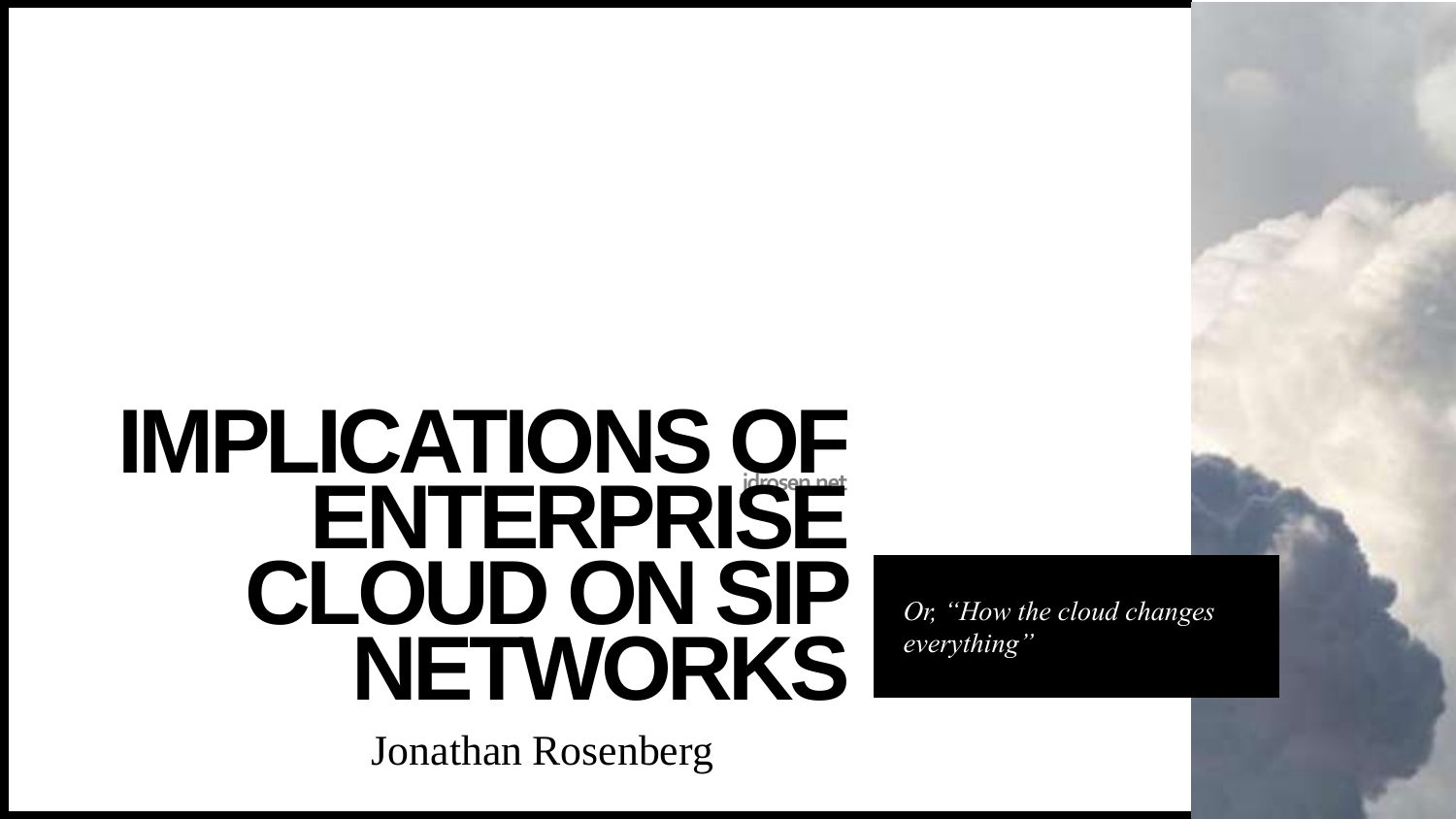# IMPLICATIONS OF ENTERPRISE CLOUD ON SIP NETWORKS

Jonathan Rosenberg

*Or, "How the cloud changes everything"*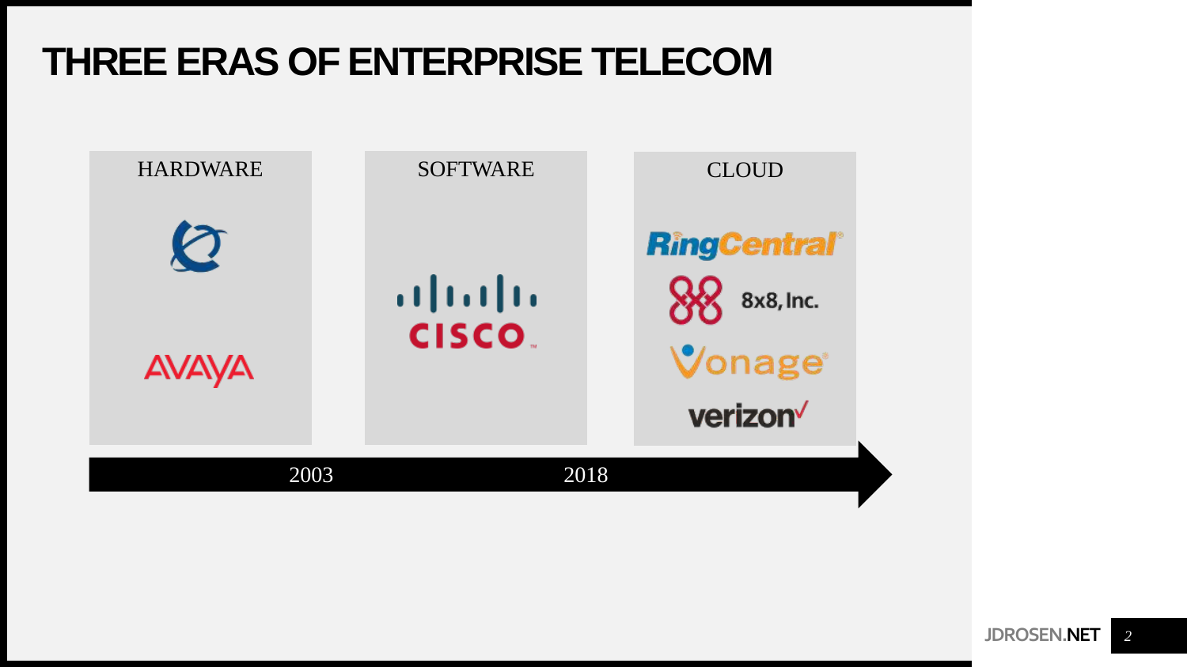# THREE ERAS OF ENTERPRISE TELECOM

HARDWARE

AVAYA

SOFTWARE

CISCO

CLOUD

RingCentral

8x8, Inc.

Vonage

verizon

2003

2018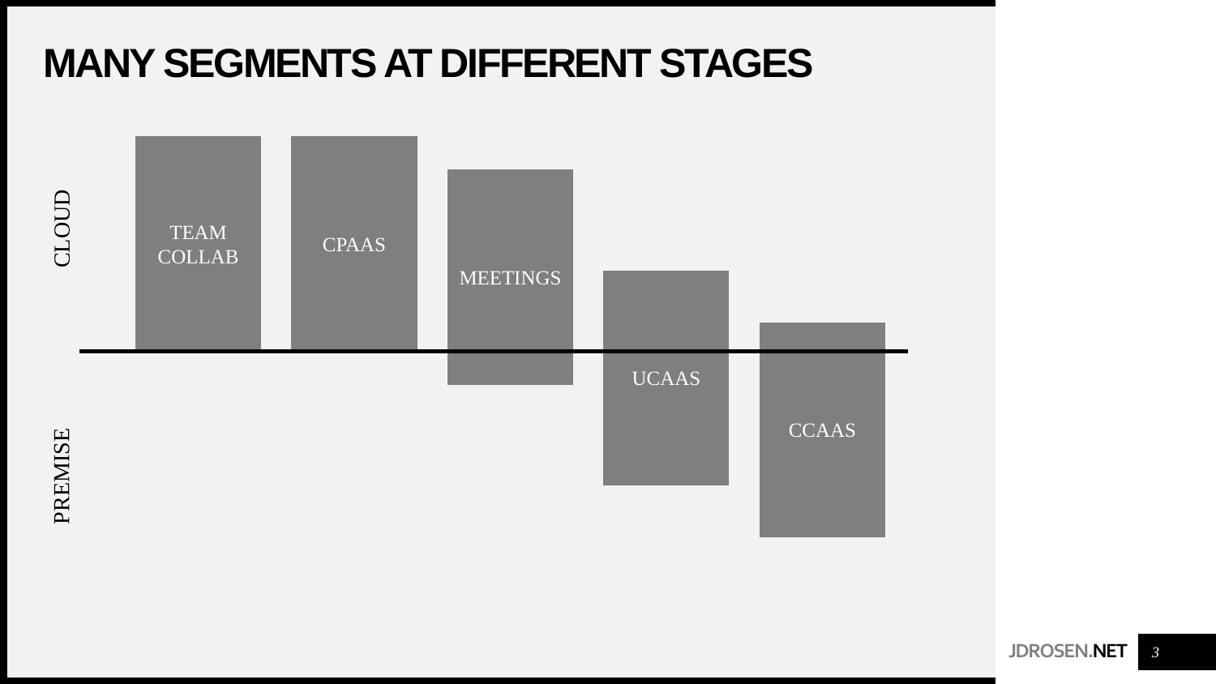# MANY SEGMENTS AT DIFFERENT STAGES

CLOUD

PREMISE

TEAM COLLAB

CPAAS

MEETINGS

UCAAS

CCAAS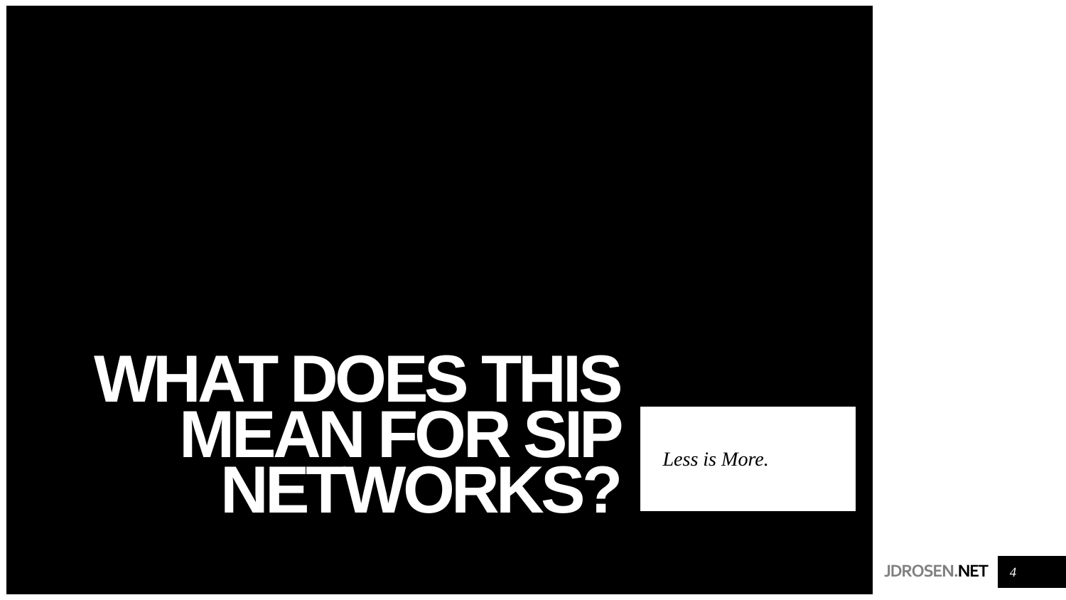# WHAT DOES THIS MEAN FOR SIP NETWORKS?

*Less is More.*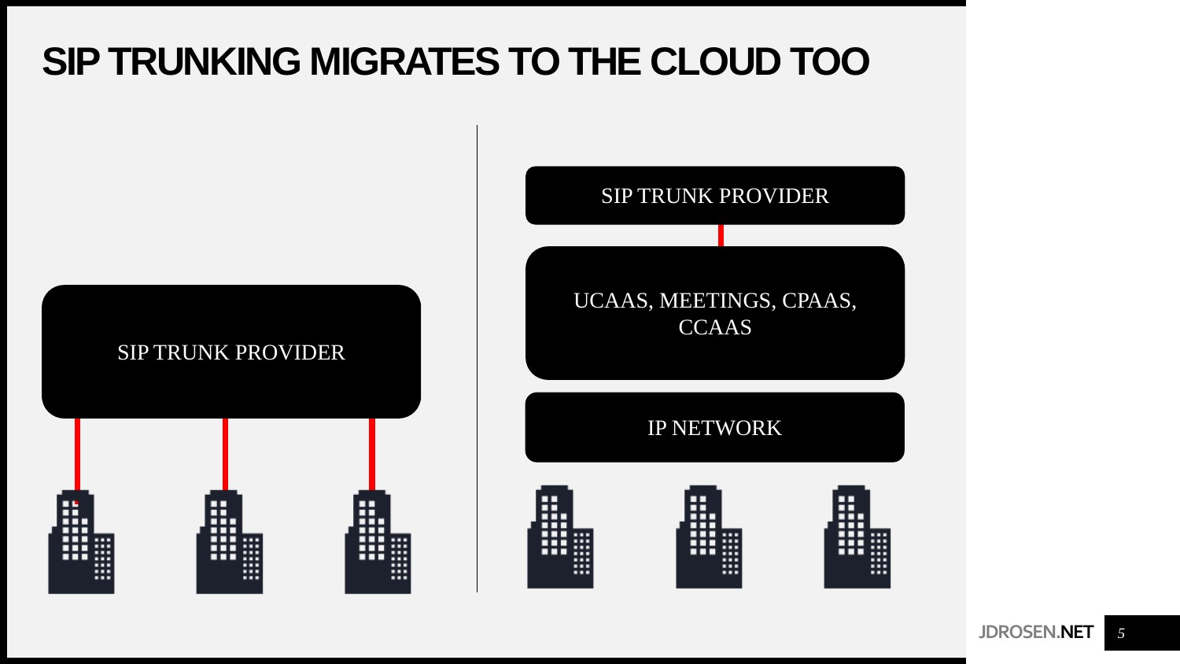# SIP TRUNKING MIGRATES TO THE CLOUD TOO

SIP TRUNK PROVIDER

SIP TRUNK PROVIDER

UCAAS, MEETINGS, CPAAS, CCAAS

IP NETWORK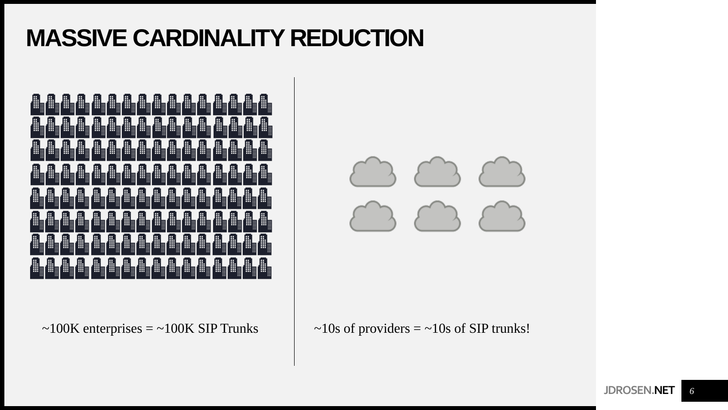# MASSIVE CARDINALITY REDUCTION

~100K enterprises = ~100K SIP Trunks

~10s of providers = ~10s of SIP trunks!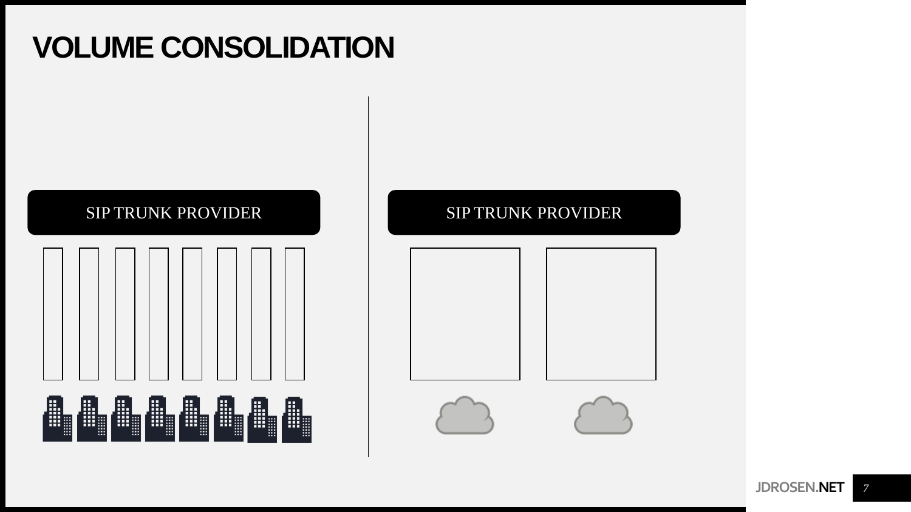# VOLUME CONSOLIDATION

SIP TRUNK PROVIDER

SIP TRUNK PROVIDER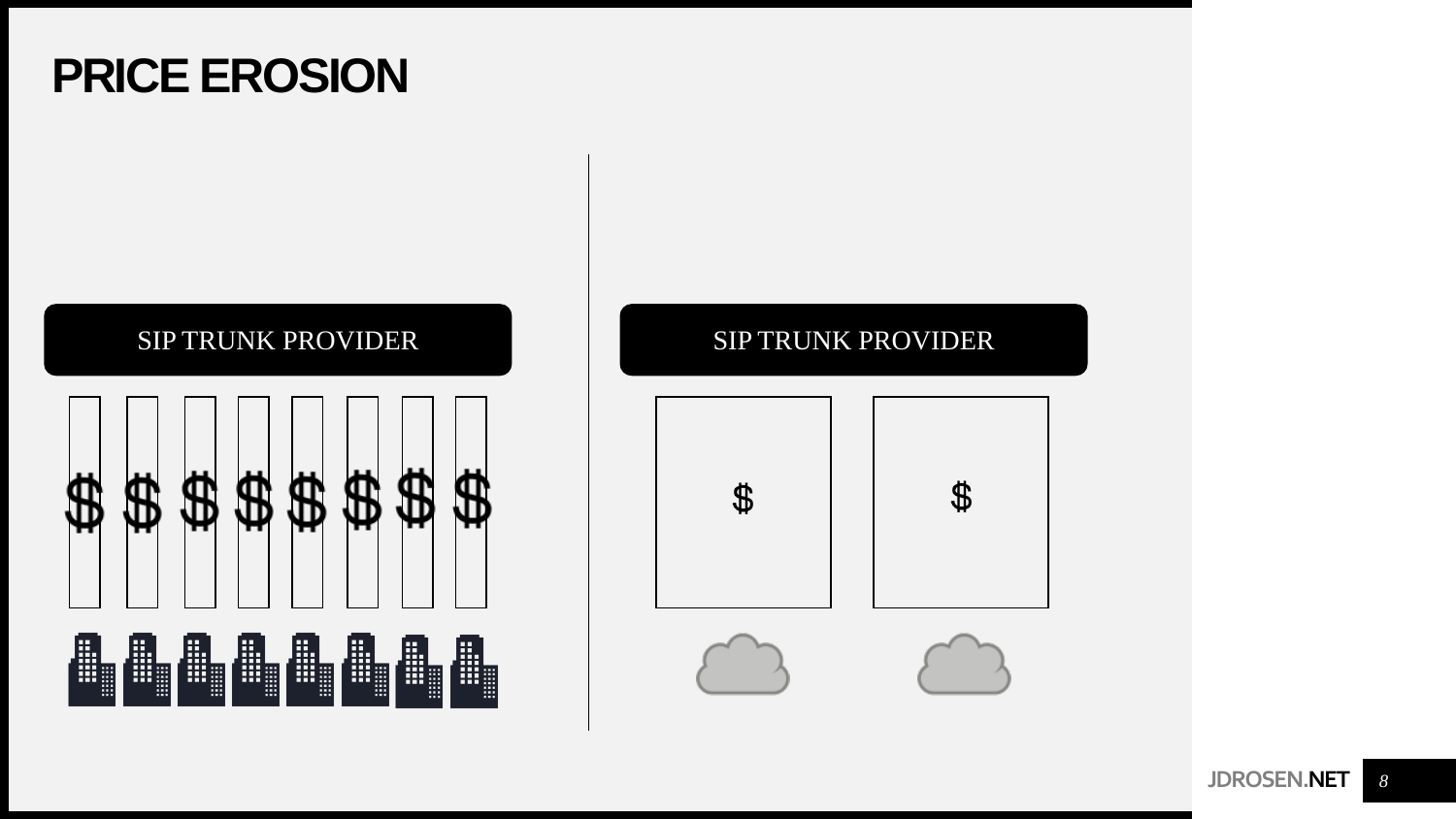# PRICE EROSION

SIP TRUNK PROVIDER

$ $ $ $ $ $ $ $

SIP TRUNK PROVIDER

$

$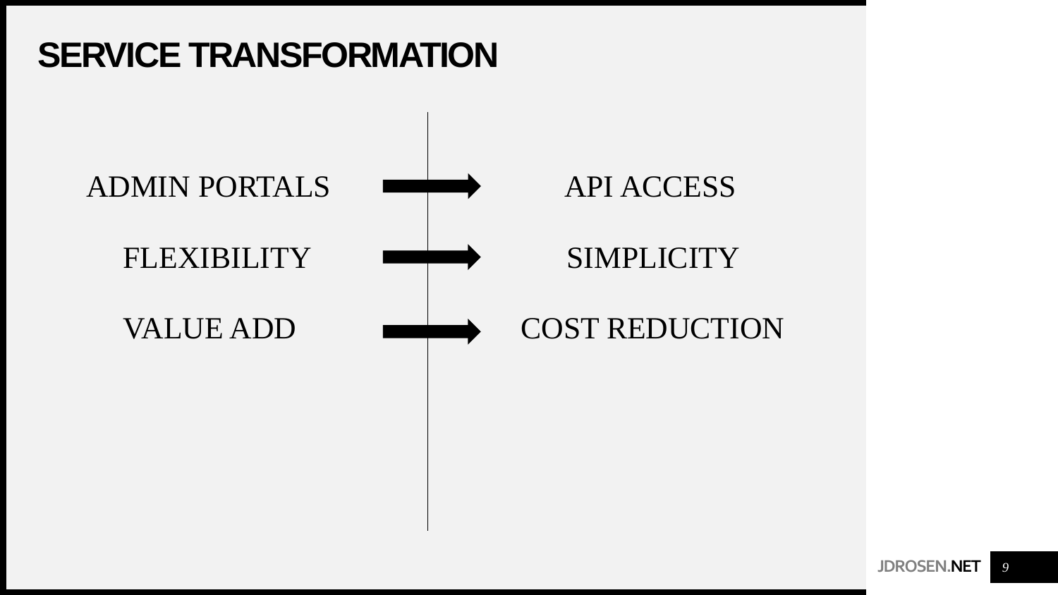# SERVICE TRANSFORMATION

| | | |
|---|---|---|
| ADMIN PORTALS | → | API ACCESS |
| FLEXIBILITY | → | SIMPLICITY |
| VALUE ADD | → | COST REDUCTION |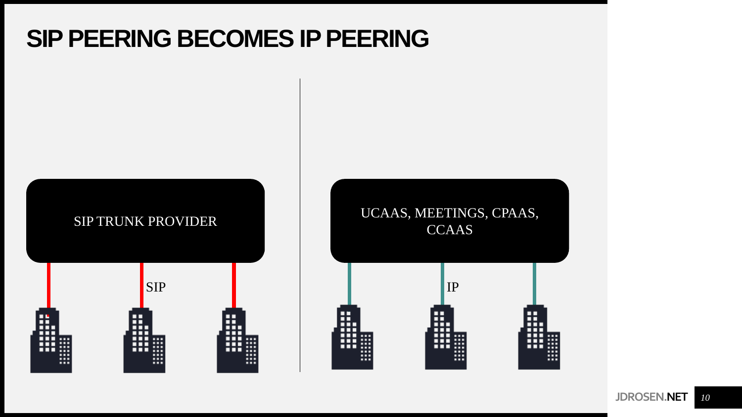# SIP PEERING BECOMES IP PEERING

SIP TRUNK PROVIDER

SIP

UCAAS, MEETINGS, CPAAS, CCAAS

IP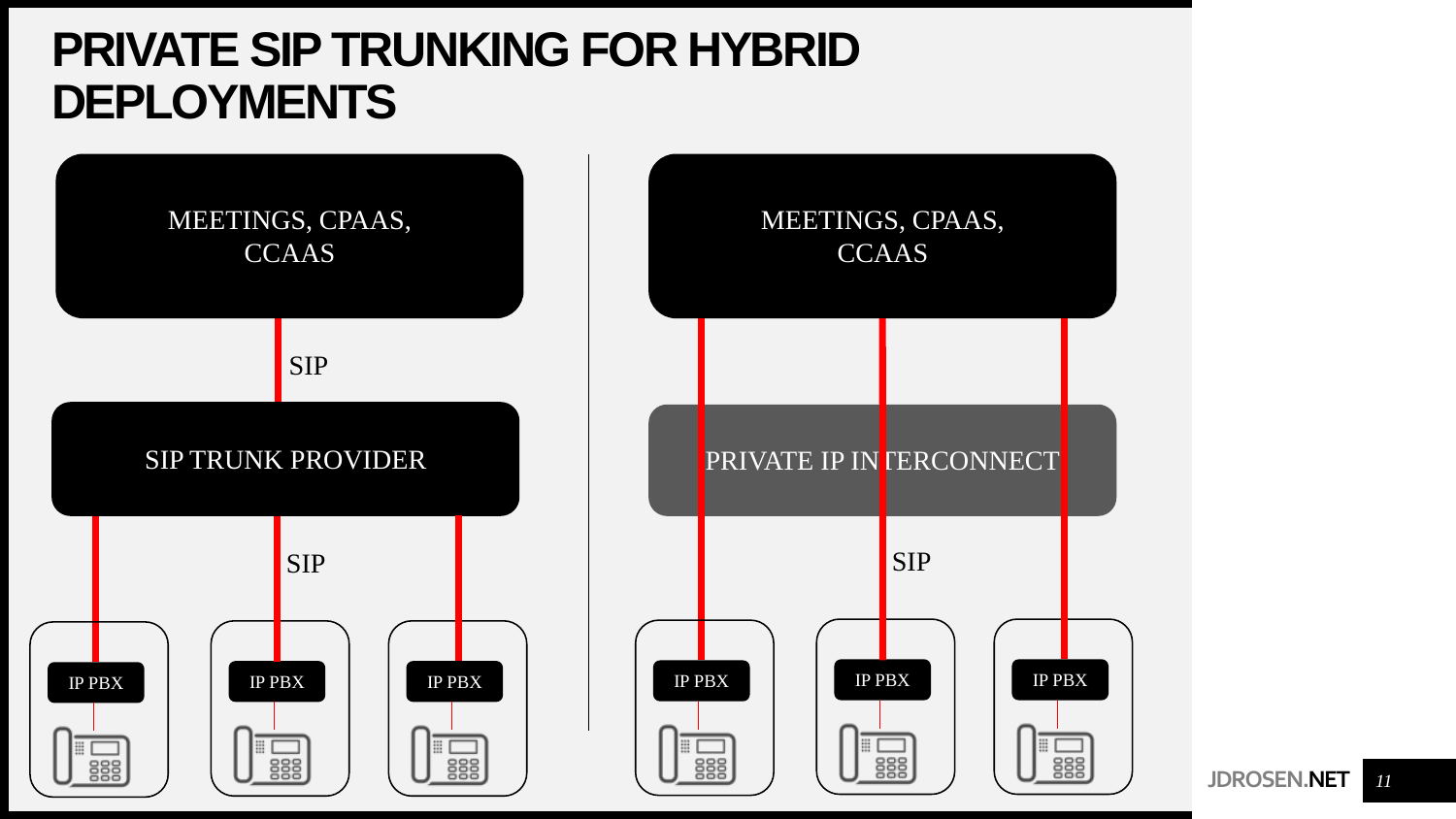# PRIVATE SIP TRUNKING FOR HYBRID DEPLOYMENTS

MEETINGS, CPAAS, CCAAS

SIP

SIP TRUNK PROVIDER

SIP

IP PBX

IP PBX

IP PBX

MEETINGS, CPAAS, CCAAS

PRIVATE IP INTERCONNECT

SIP

IP PBX

IP PBX

IP PBX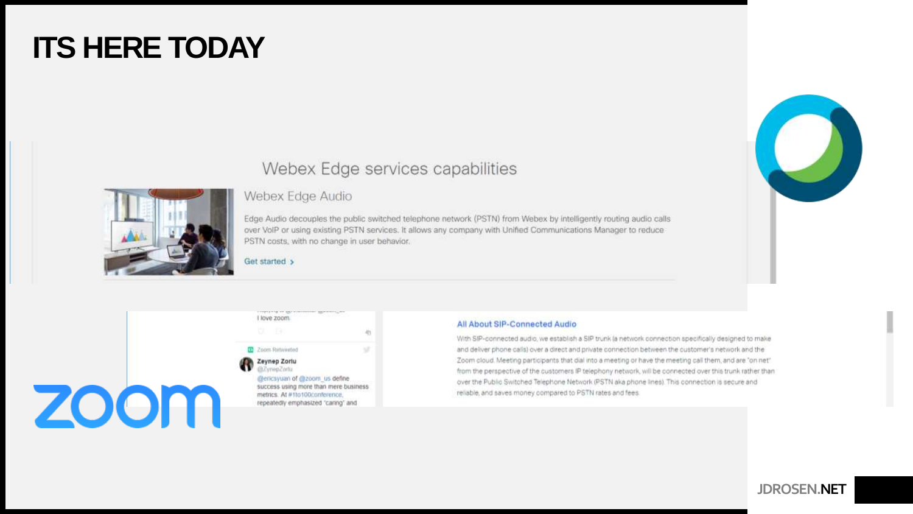# ITS HERE TODAY

## Webex Edge services capabilities

### Webex Edge Audio

Edge Audio decouples the public switched telephone network (PSTN) from Webex by intelligently routing audio calls over VoIP or using existing PSTN services. It allows any company with Unified Communications Manager to reduce PSTN costs, with no change in user behavior.

Get started >

I love zoom.

Zoom Retweeted

**Zeynep Zorlu**
@ZeynepZorlu

@ericsyuan of @zoom_us define success using more than mere business metrics. At #1to100conference, repeatedly emphasized "caring" and

zoom

**All About SIP-Connected Audio**

With SIP-connected audio, we establish a SIP trunk (a network connection specifically designed to make and deliver phone calls) over a direct and private connection between the customer's network and the Zoom cloud. Meeting participants that dial into a meeting or have the meeting call them, and are "on net" from the perspective of the customers IP telephony network, will be connected over this trunk rather than over the Public Switched Telephone Network (PSTN aka phone lines). This connection is secure and reliable, and saves money compared to PSTN rates and fees.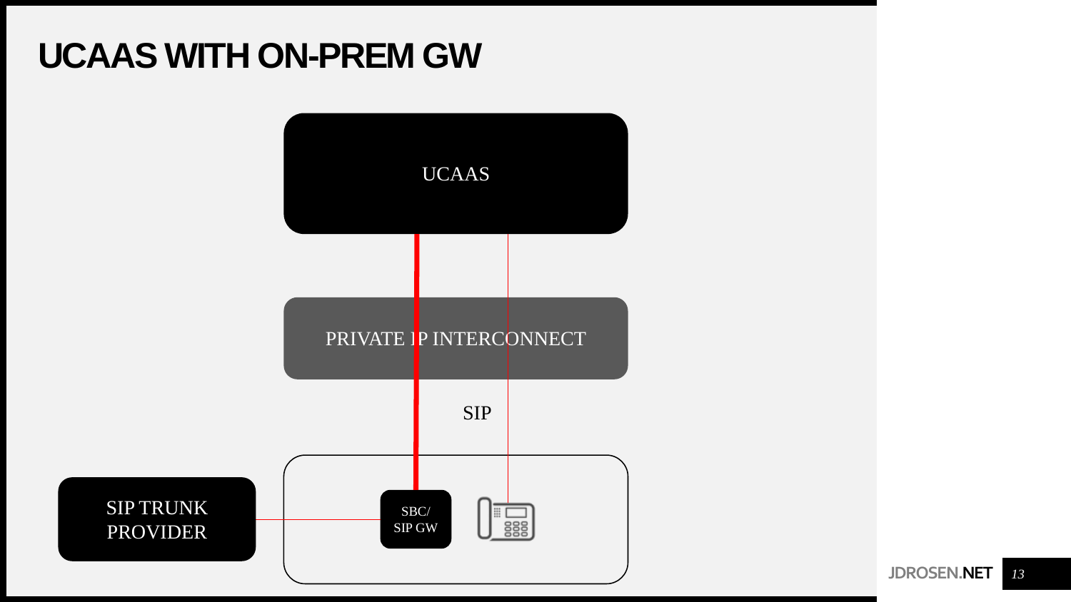# UCAAS WITH ON-PREM GW

UCAAS

PRIVATE IP INTERCONNECT

SIP

SIP TRUNK PROVIDER

SBC/ SIP GW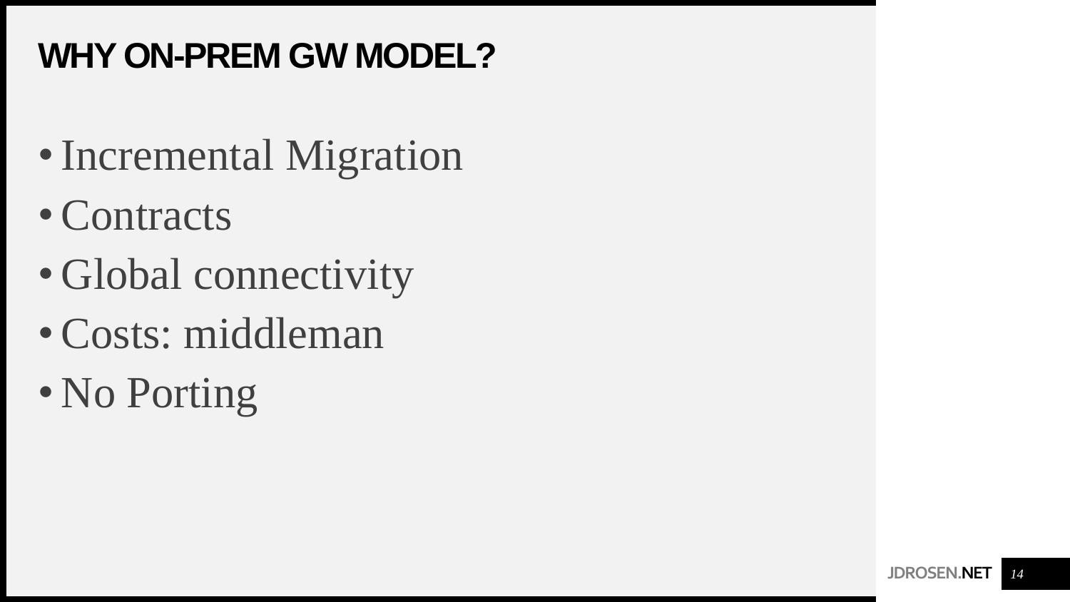# WHY ON-PREM GW MODEL?

- Incremental Migration
- Contracts
- Global connectivity
- Costs: middleman
- No Porting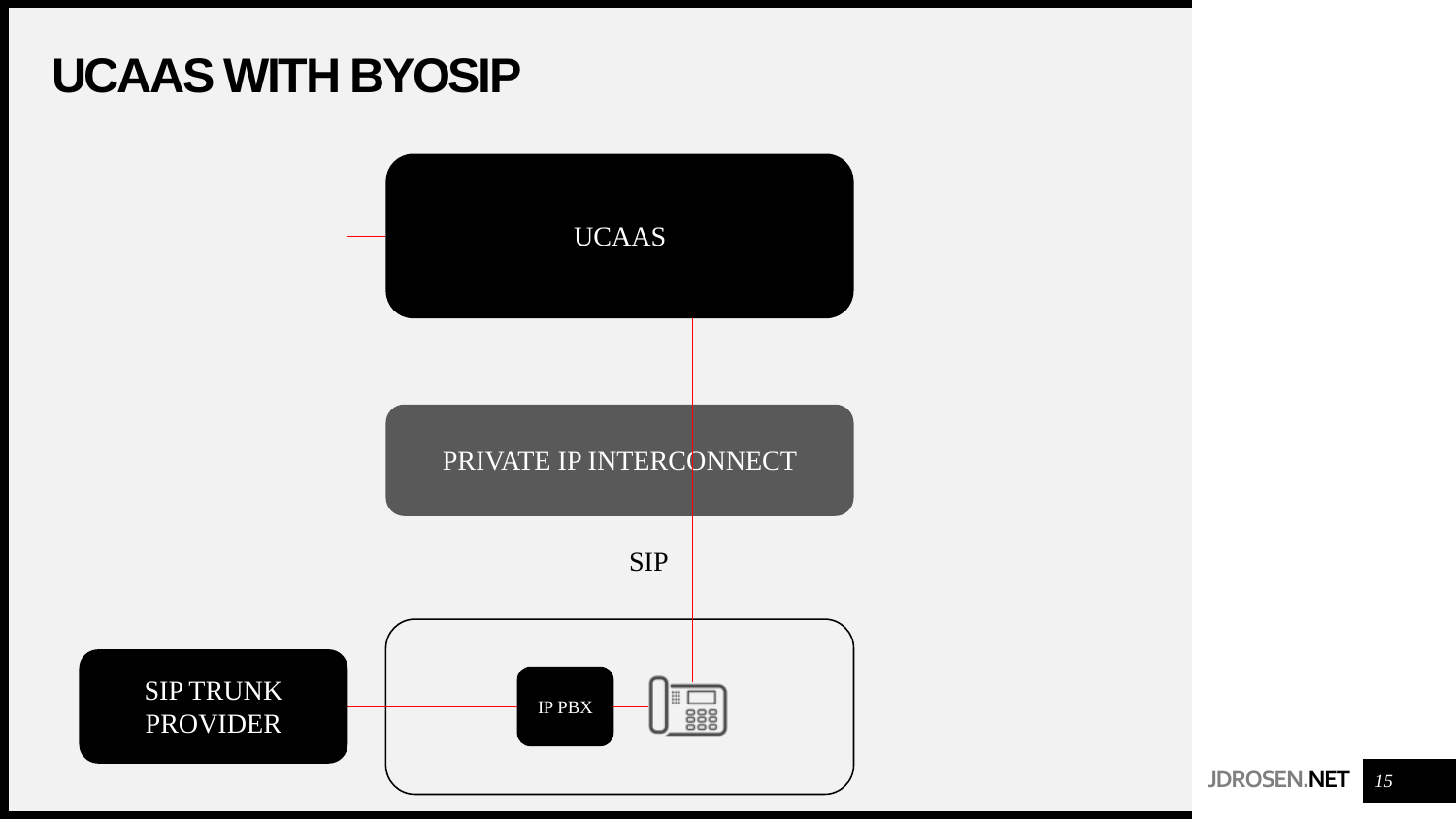# UCAAS WITH BYOSIP

UCAAS

PRIVATE IP INTERCONNECT

SIP

SIP TRUNK PROVIDER

IP PBX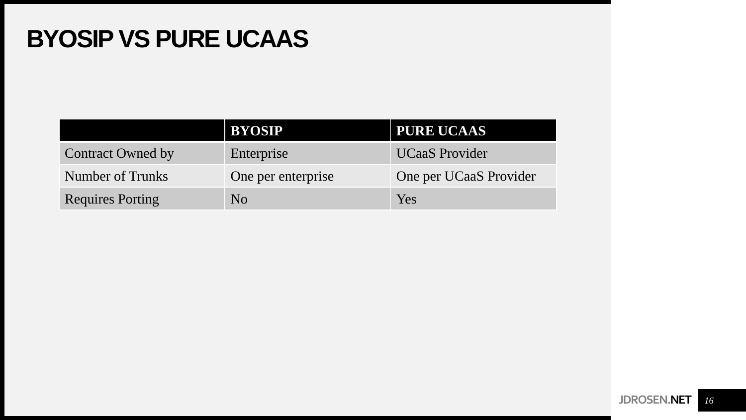# BYOSIP VS PURE UCAAS

| | BYOSIP | PURE UCAAS |
|---|---|---|
| Contract Owned by | Enterprise | UCaaS Provider |
| Number of Trunks | One per enterprise | One per UCaaS Provider |
| Requires Porting | No | Yes |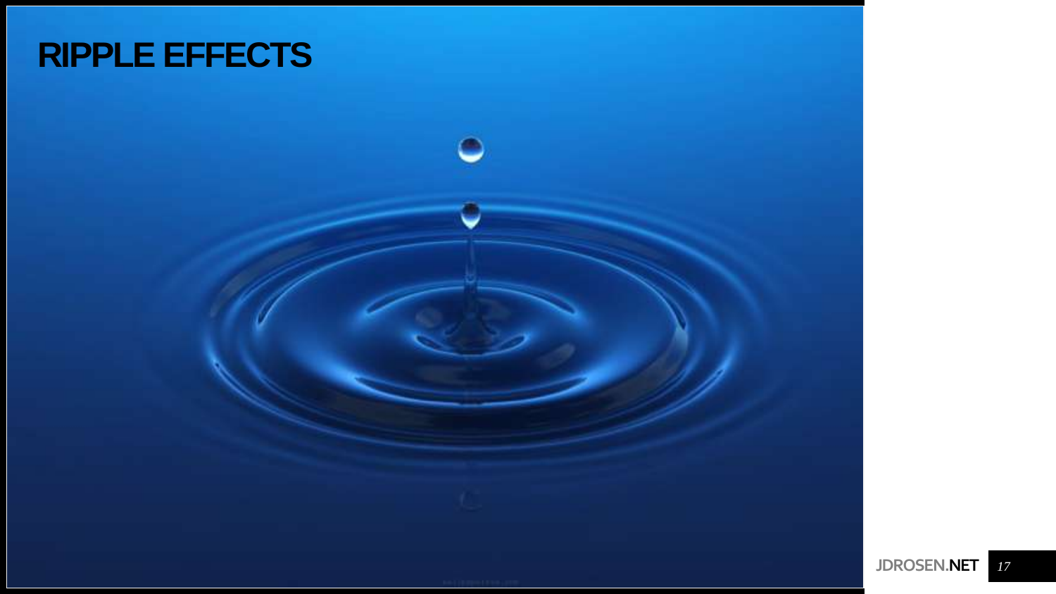# RIPPLE EFFECTS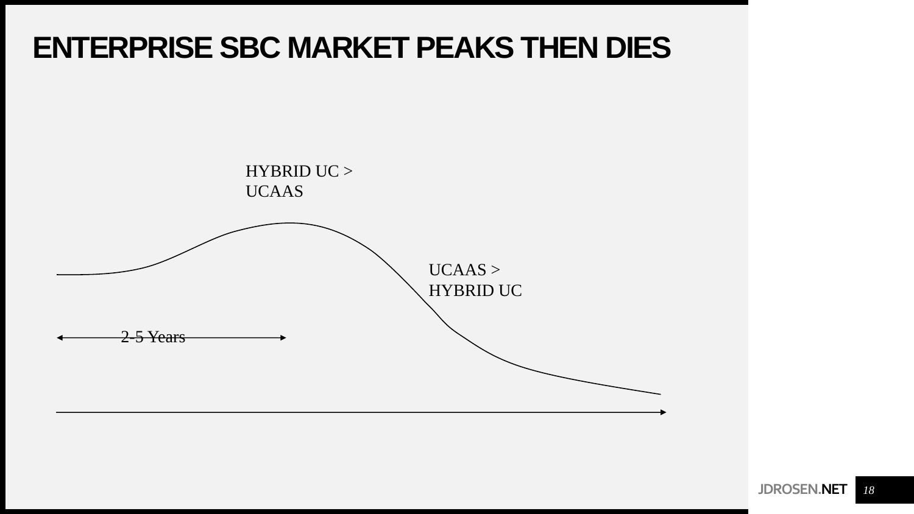# ENTERPRISE SBC MARKET PEAKS THEN DIES

HYBRID UC > UCAAS

UCAAS > HYBRID UC

2-5 Years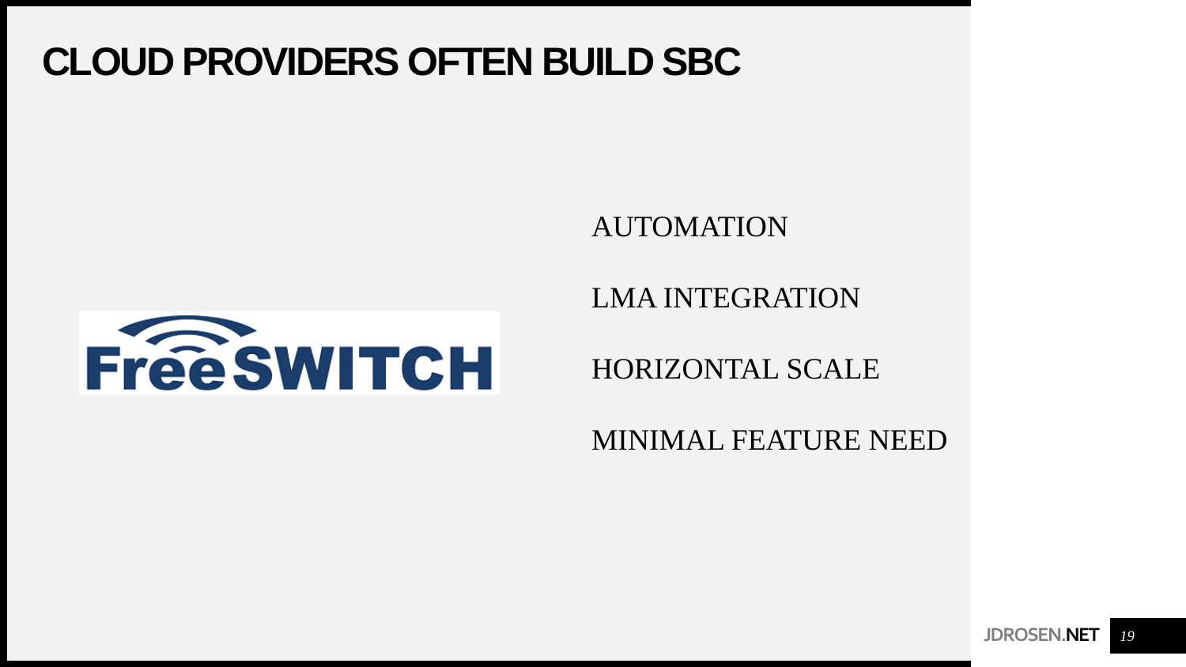# CLOUD PROVIDERS OFTEN BUILD SBC

AUTOMATION

LMA INTEGRATION

HORIZONTAL SCALE

MINIMAL FEATURE NEED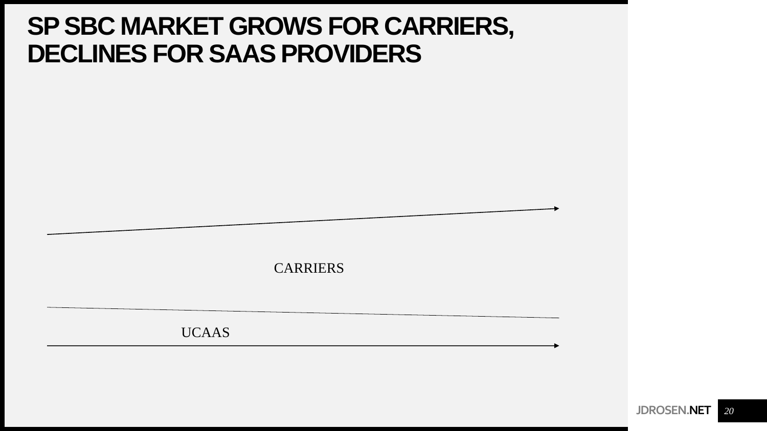# SP SBC MARKET GROWS FOR CARRIERS, DECLINES FOR SAAS PROVIDERS

CARRIERS

UCAAS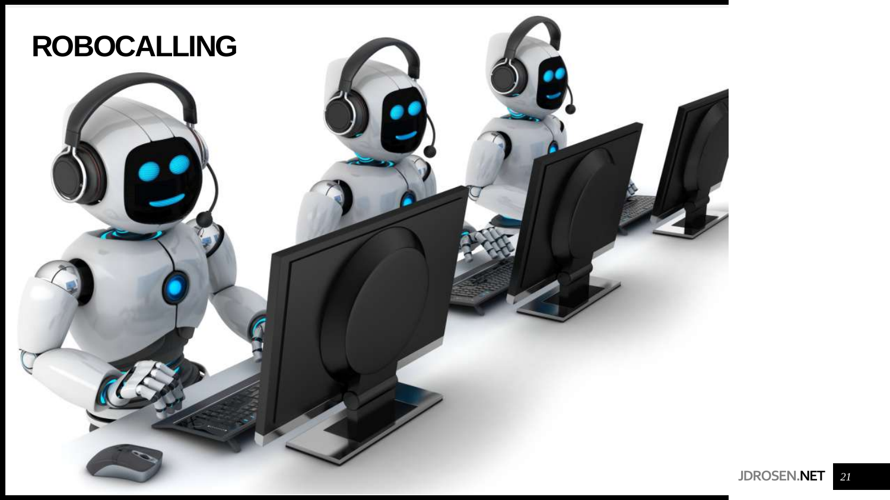# ROBOCALLING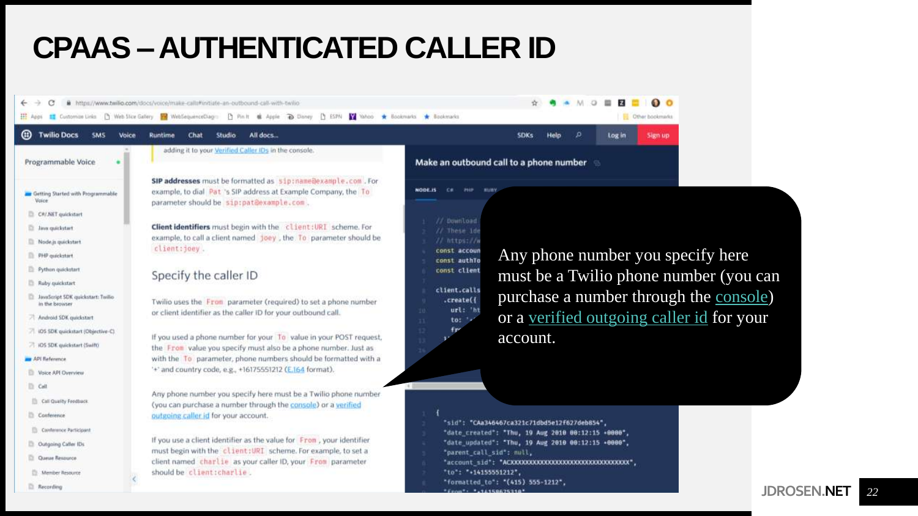# CPAAS – AUTHENTICATED CALLER ID

Any phone number you specify here must be a Twilio phone number (you can purchase a number through the console) or a verified outgoing caller id for your account.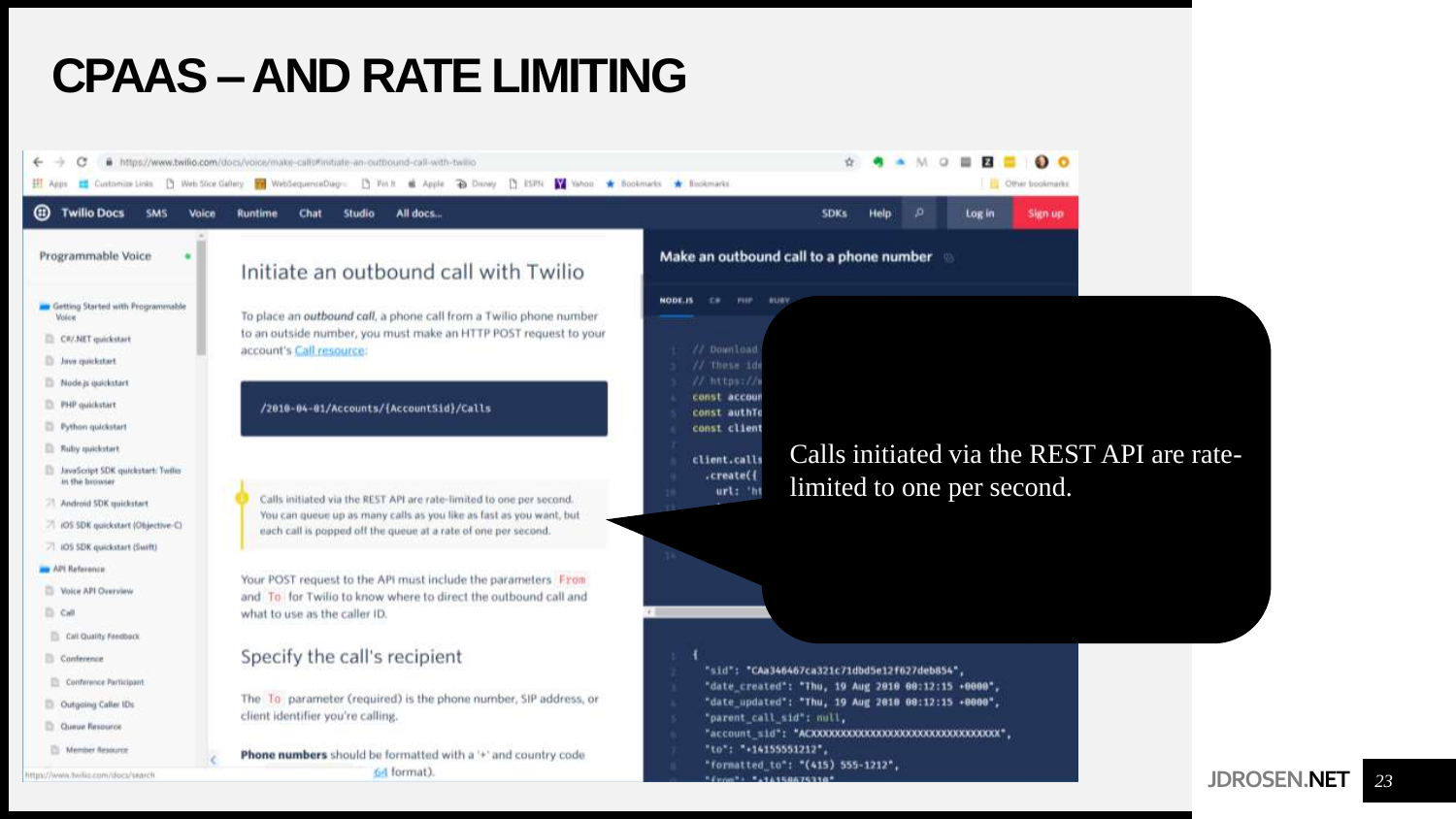# CPAAS – AND RATE LIMITING

Calls initiated via the REST API are rate-limited to one per second.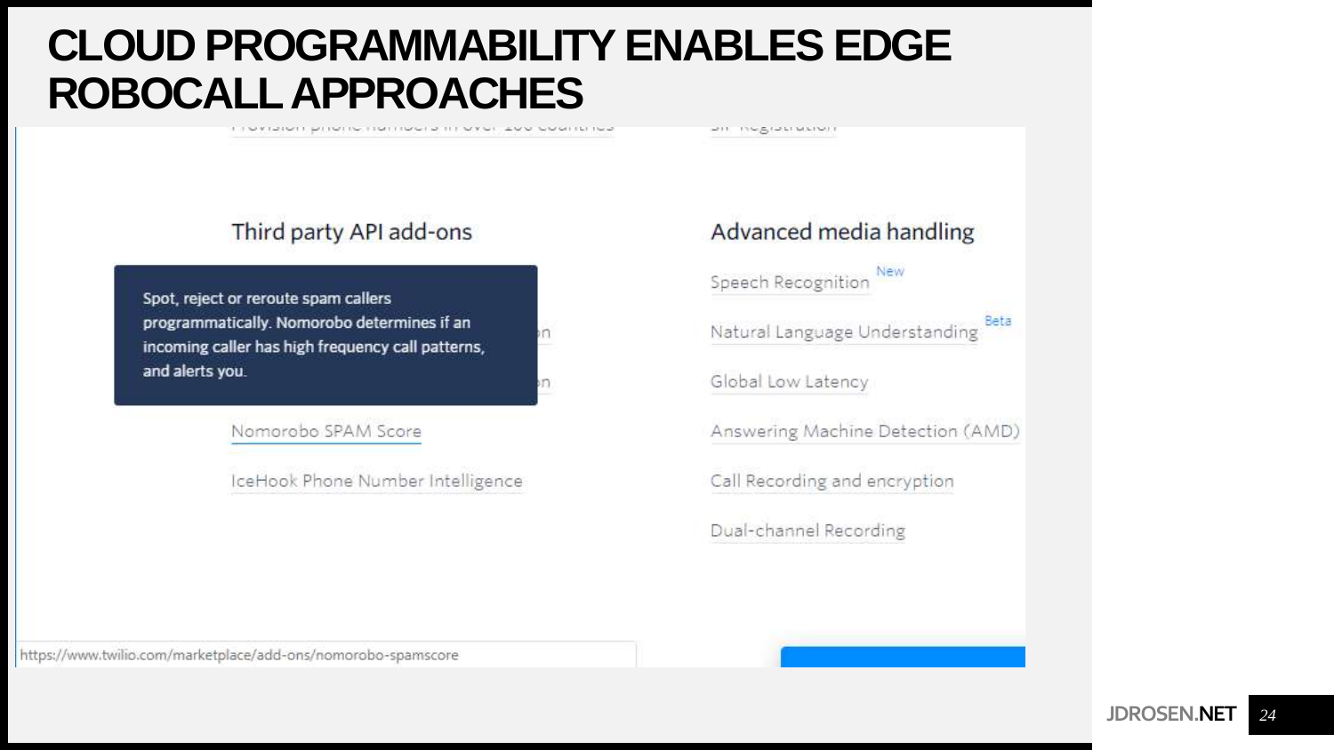# CLOUD PROGRAMMABILITY ENABLES EDGE ROBOCALL APPROACHES

## Third party API add-ons

Spot, reject or reroute spam callers programmatically. Nomorobo determines if an incoming caller has high frequency call patterns, and alerts you.

- Nomorobo SPAM Score
- IceHook Phone Number Intelligence

## Advanced media handling

- Speech Recognition New
- Natural Language Understanding Beta
- Global Low Latency
- Answering Machine Detection (AMD)
- Call Recording and encryption
- Dual-channel Recording

https://www.twilio.com/marketplace/add-ons/nomorobo-spamscore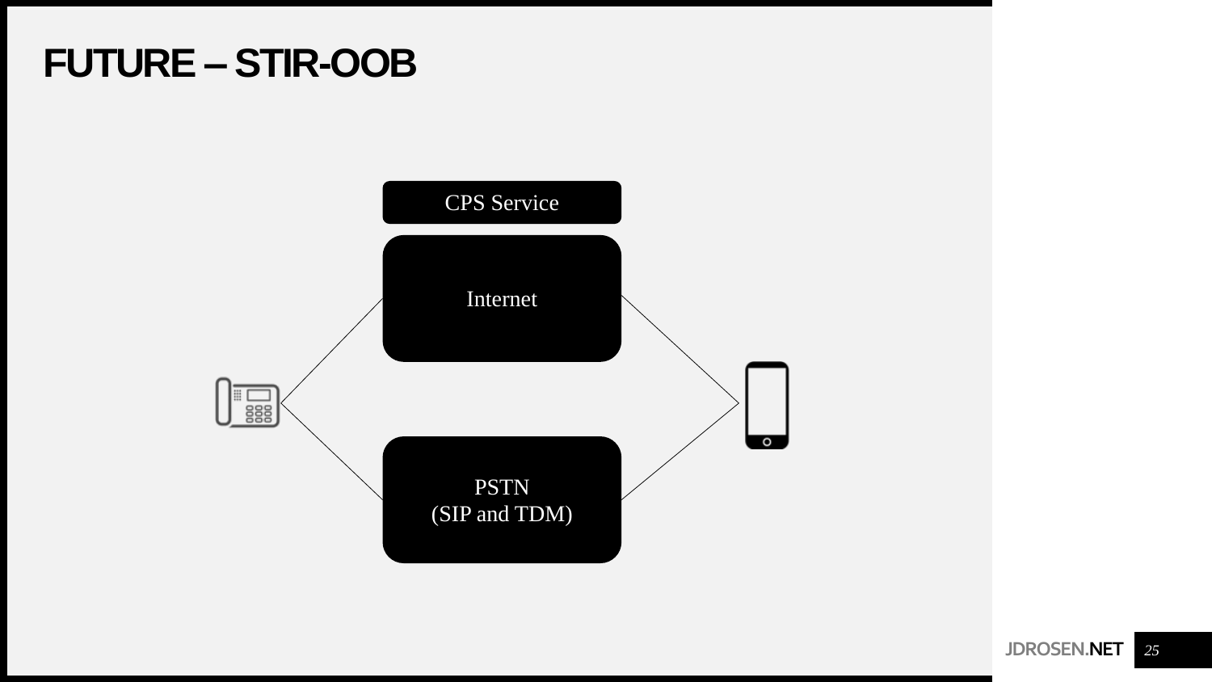# FUTURE – STIR-OOB

CPS Service

Internet

PSTN
(SIP and TDM)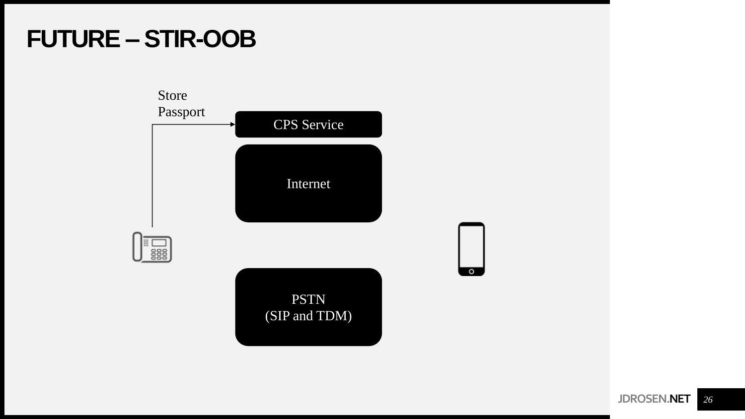# FUTURE – STIR-OOB

Store Passport

CPS Service

Internet

PSTN
(SIP and TDM)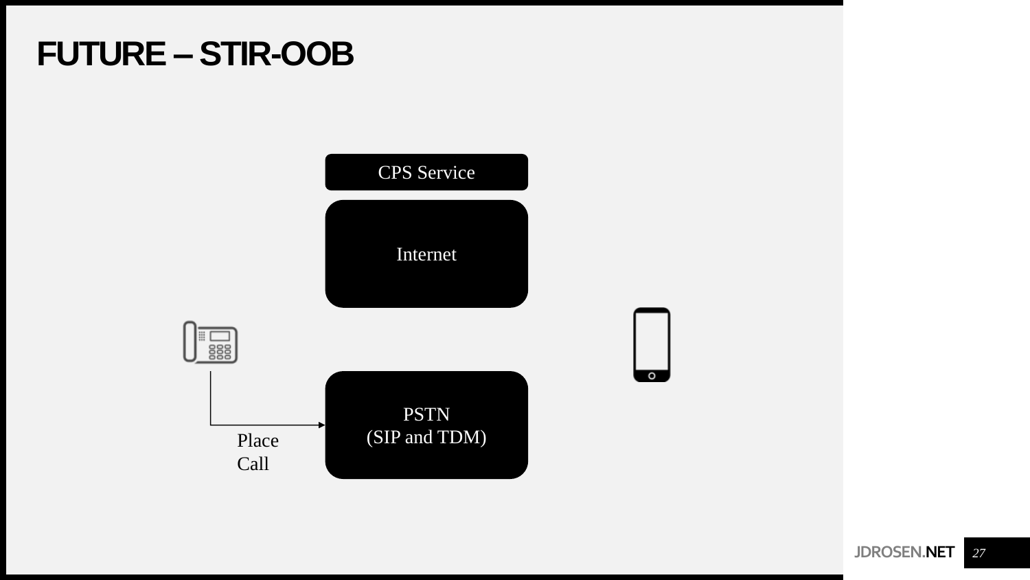# FUTURE – STIR-OOB

CPS Service

Internet

PSTN
(SIP and TDM)

Place
Call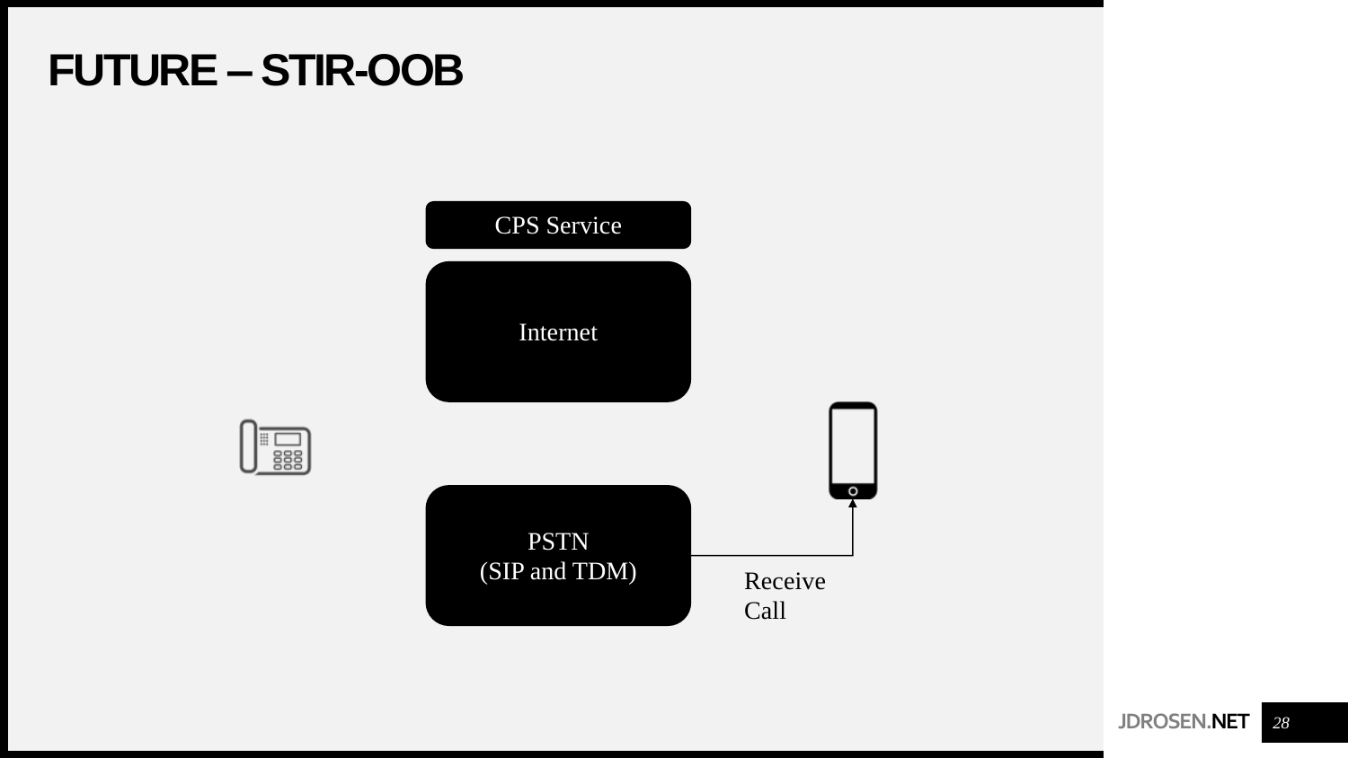# FUTURE – STIR-OOB

CPS Service

Internet

PSTN
(SIP and TDM)

Receive
Call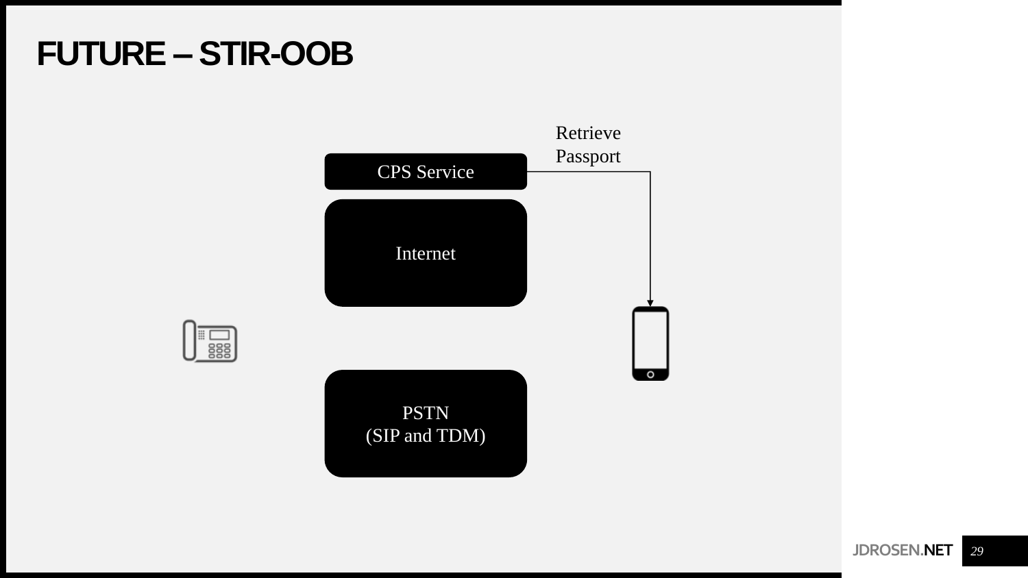# FUTURE – STIR-OOB

Retrieve Passport

CPS Service

Internet

PSTN
(SIP and TDM)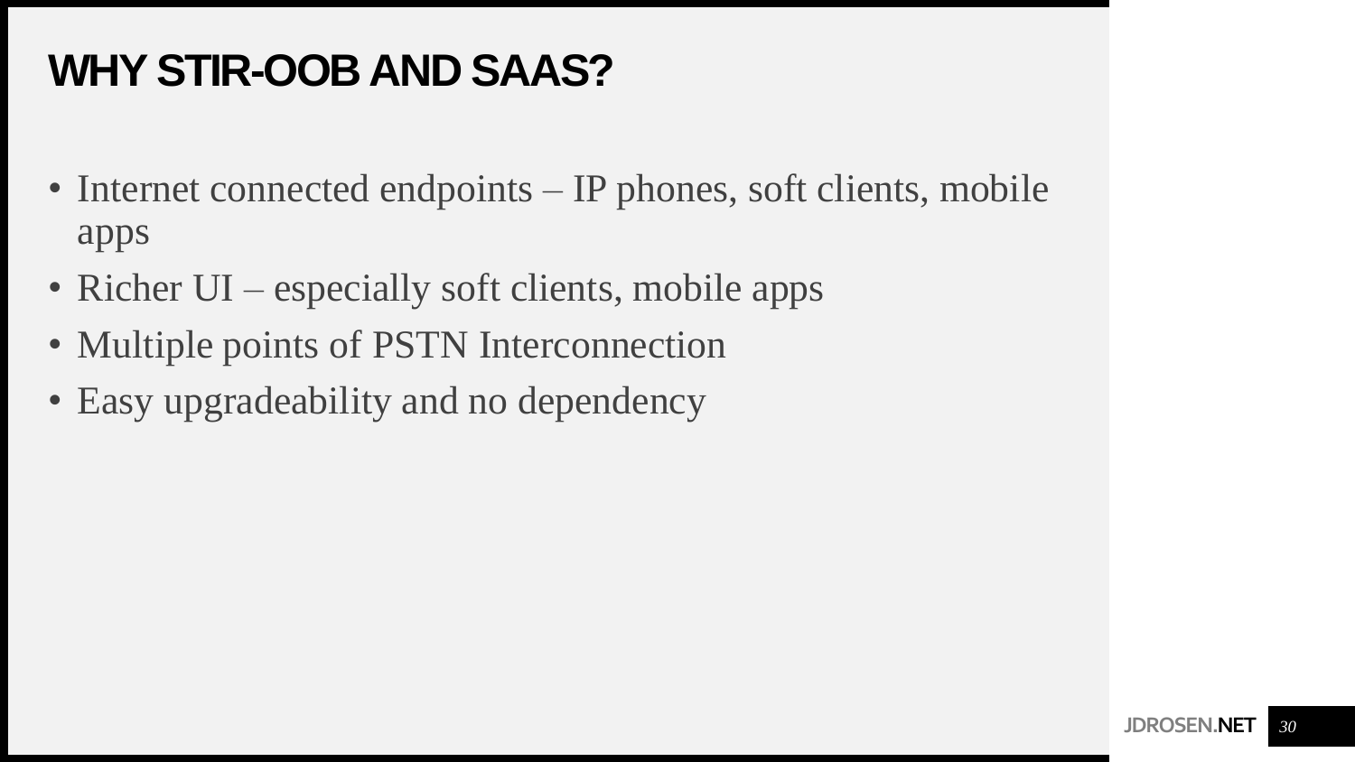# WHY STIR-OOB AND SAAS?

- Internet connected endpoints – IP phones, soft clients, mobile apps
- Richer UI – especially soft clients, mobile apps
- Multiple points of PSTN Interconnection
- Easy upgradeability and no dependency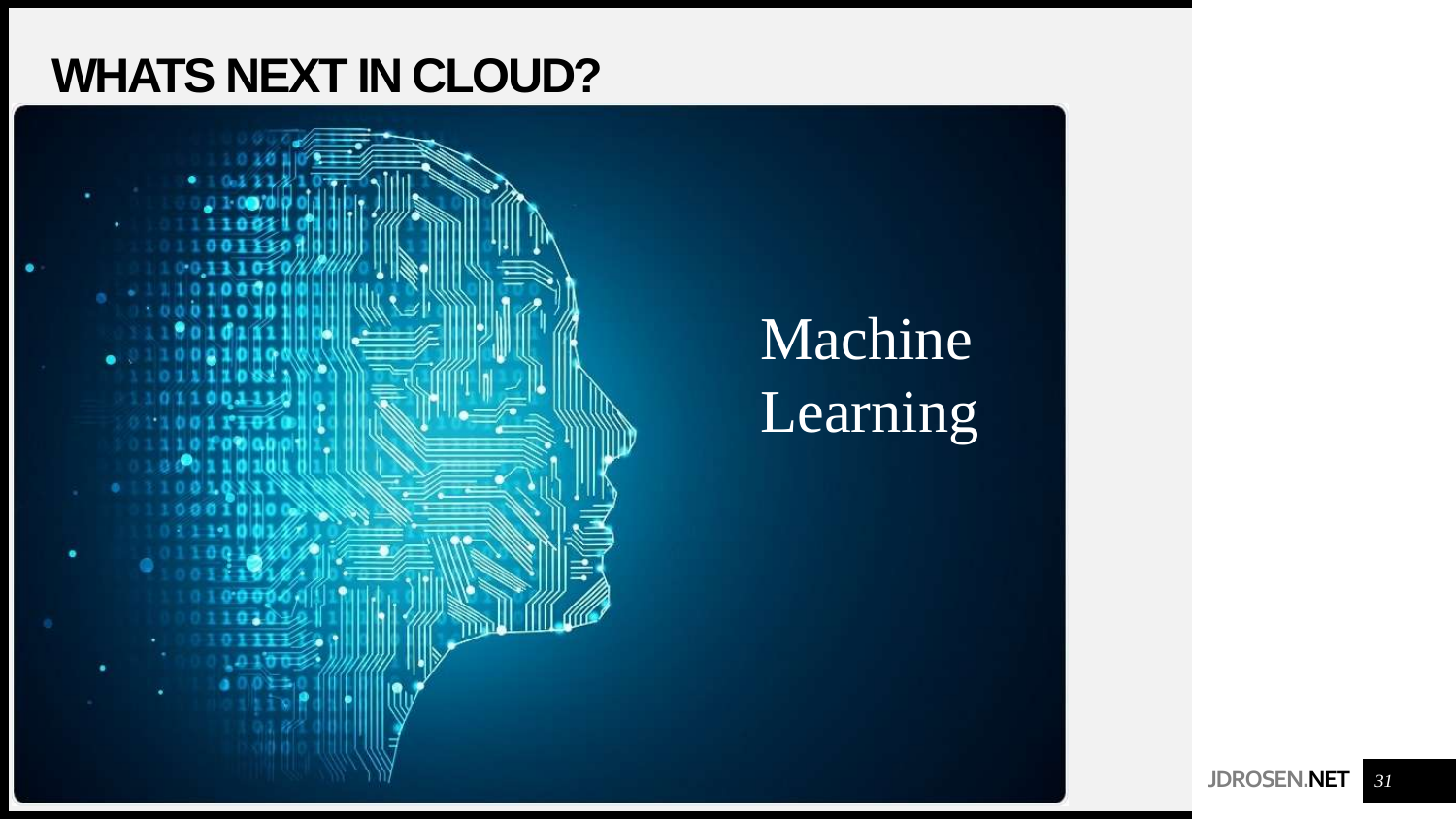# WHATS NEXT IN CLOUD?

Machine Learning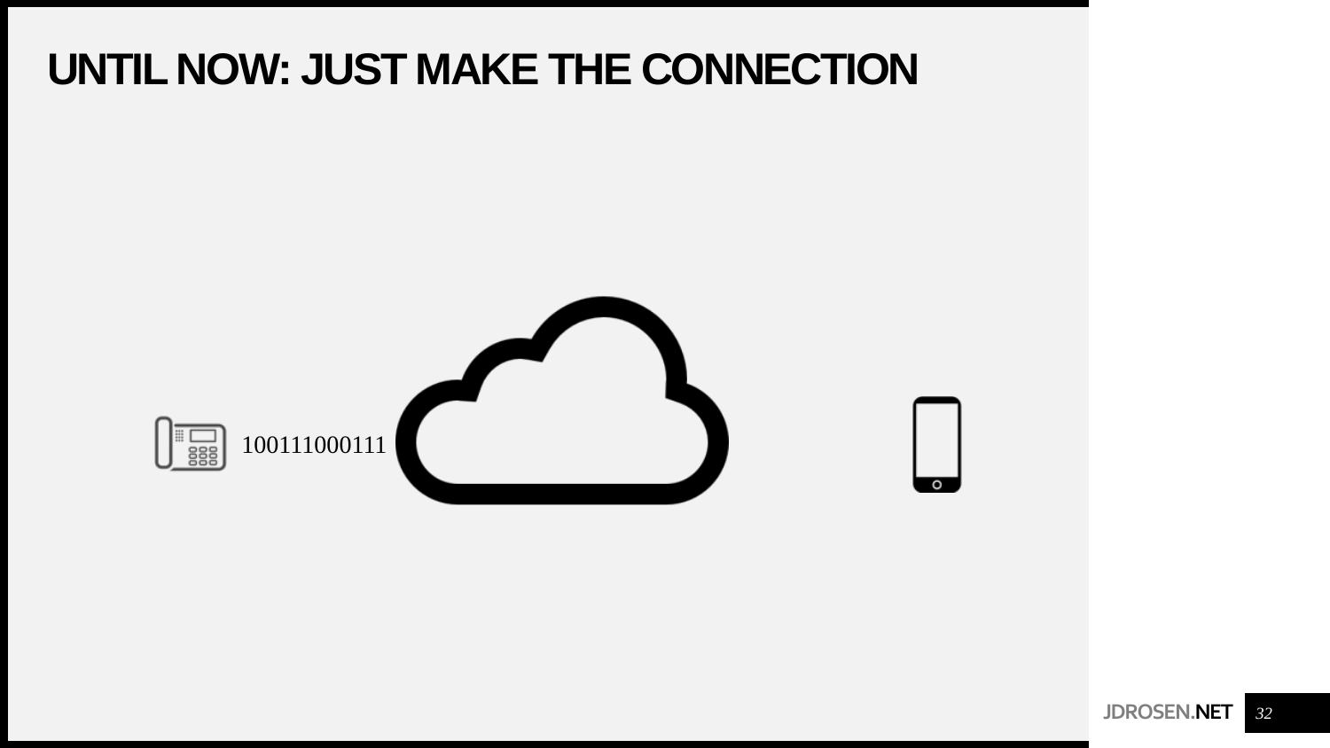# UNTIL NOW: JUST MAKE THE CONNECTION

100111000111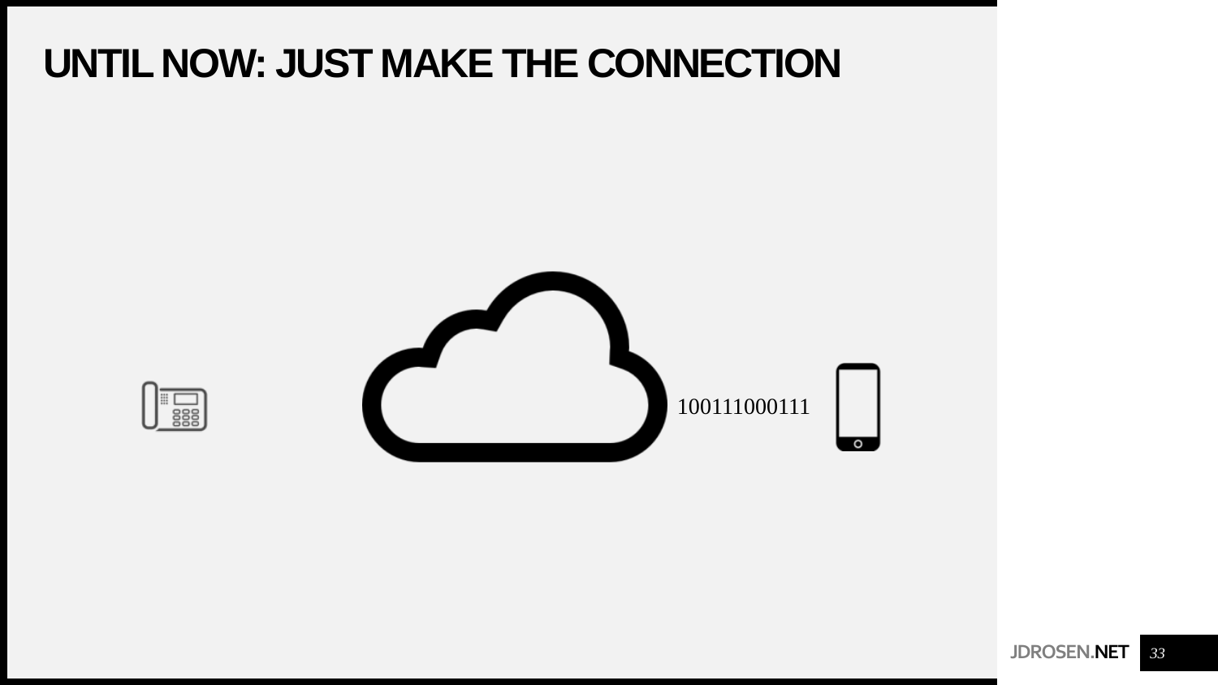# UNTIL NOW: JUST MAKE THE CONNECTION

100111000111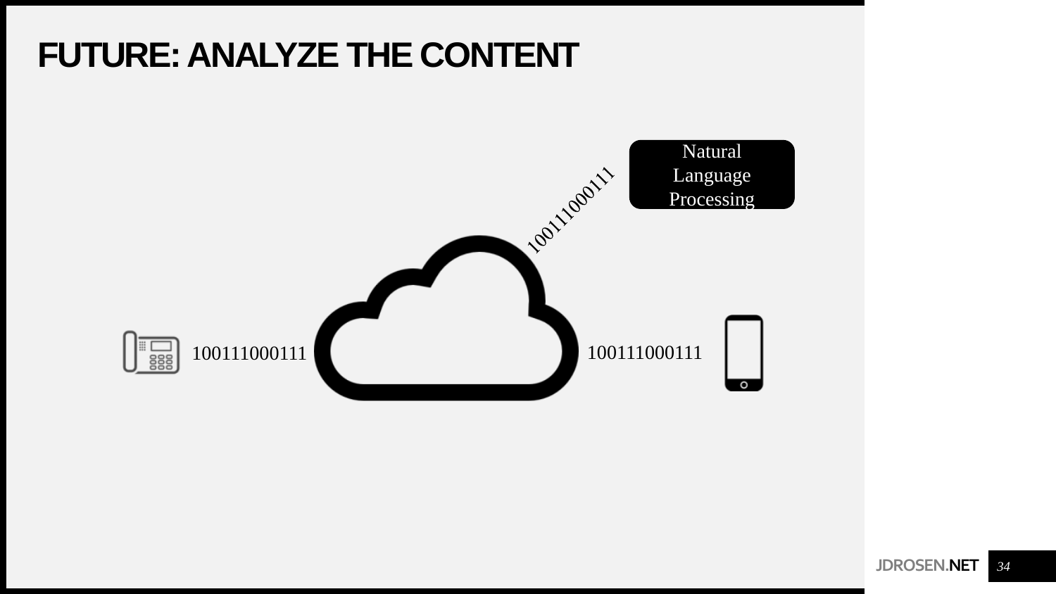# FUTURE: ANALYZE THE CONTENT

Natural Language Processing

100111000111

100111000111

100111000111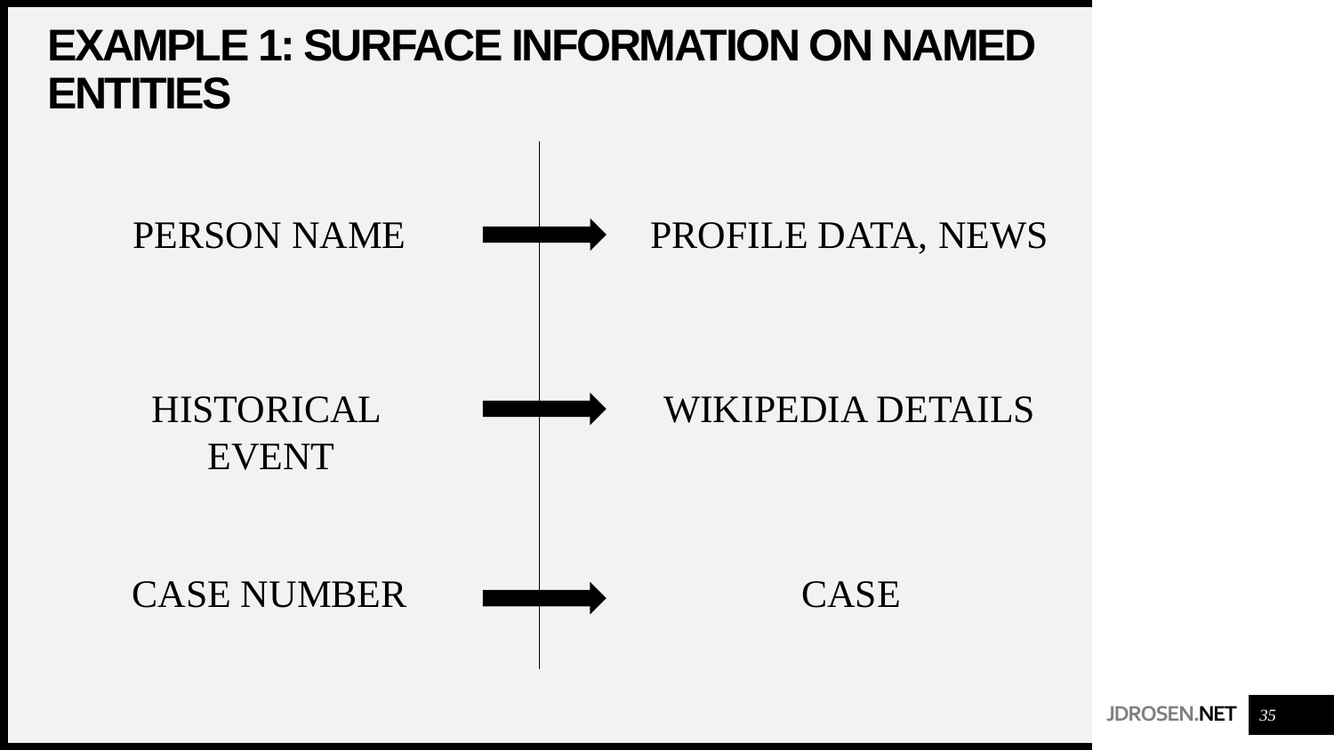# EXAMPLE 1: SURFACE INFORMATION ON NAMED ENTITIES

| | | |
|---|---|---|
| PERSON NAME | → | PROFILE DATA, NEWS |
| HISTORICAL EVENT | → | WIKIPEDIA DETAILS |
| CASE NUMBER | → | CASE |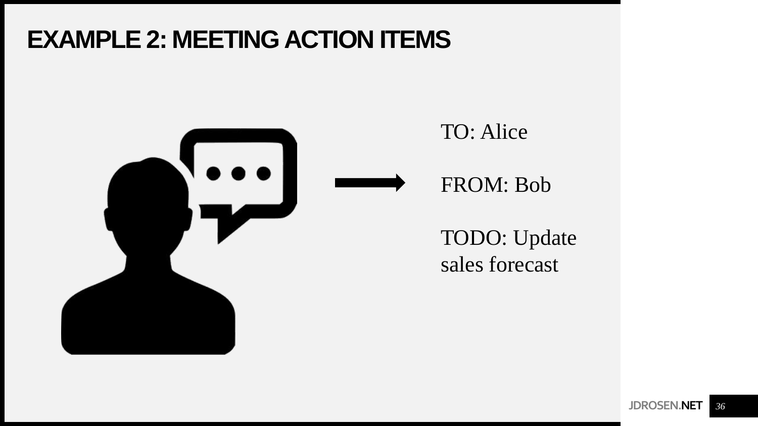# EXAMPLE 2: MEETING ACTION ITEMS

TO: Alice

FROM: Bob

TODO: Update sales forecast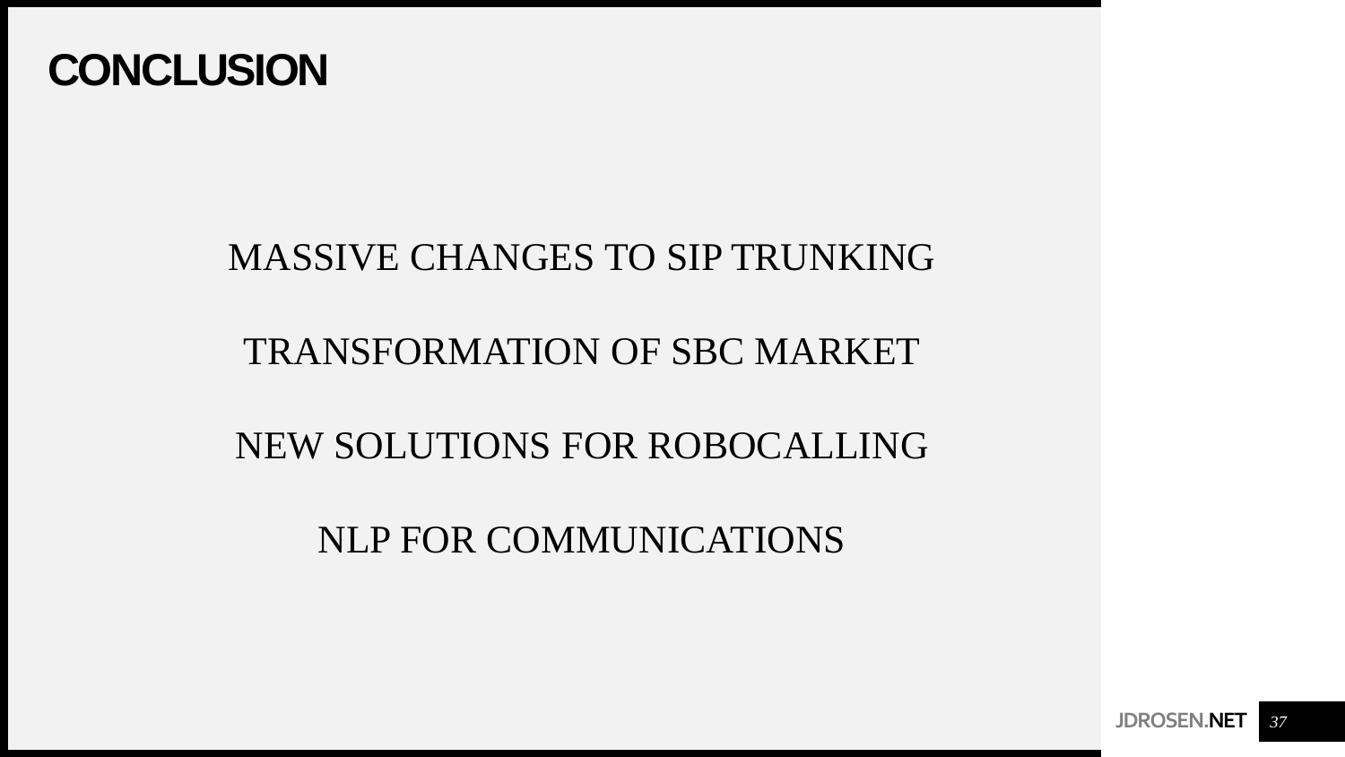# CONCLUSION

MASSIVE CHANGES TO SIP TRUNKING

TRANSFORMATION OF SBC MARKET

NEW SOLUTIONS FOR ROBOCALLING

NLP FOR COMMUNICATIONS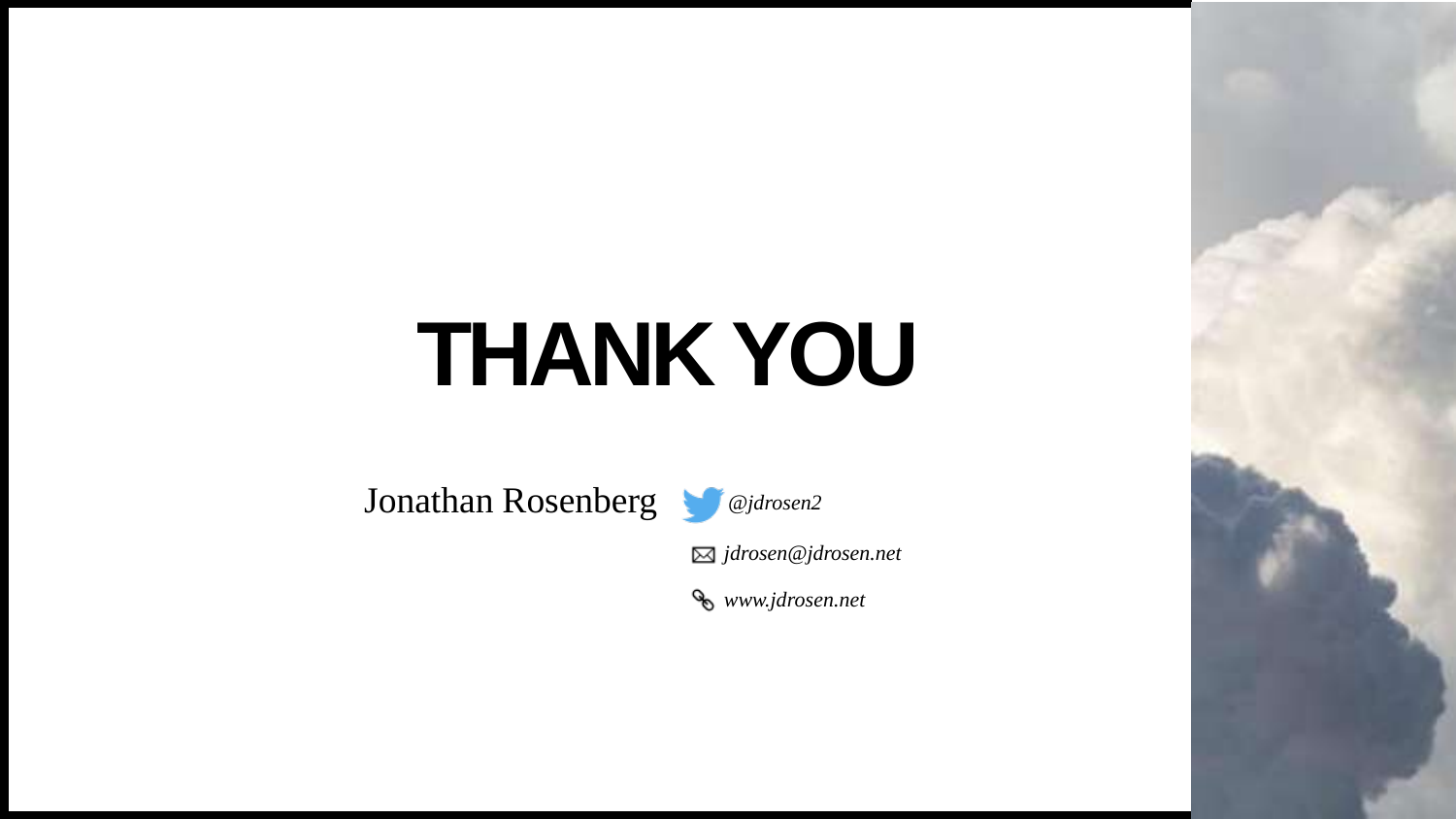# THANK YOU

Jonathan Rosenberg

*@jdrosen2*

*jdrosen@jdrosen.net*

*www.jdrosen.net*